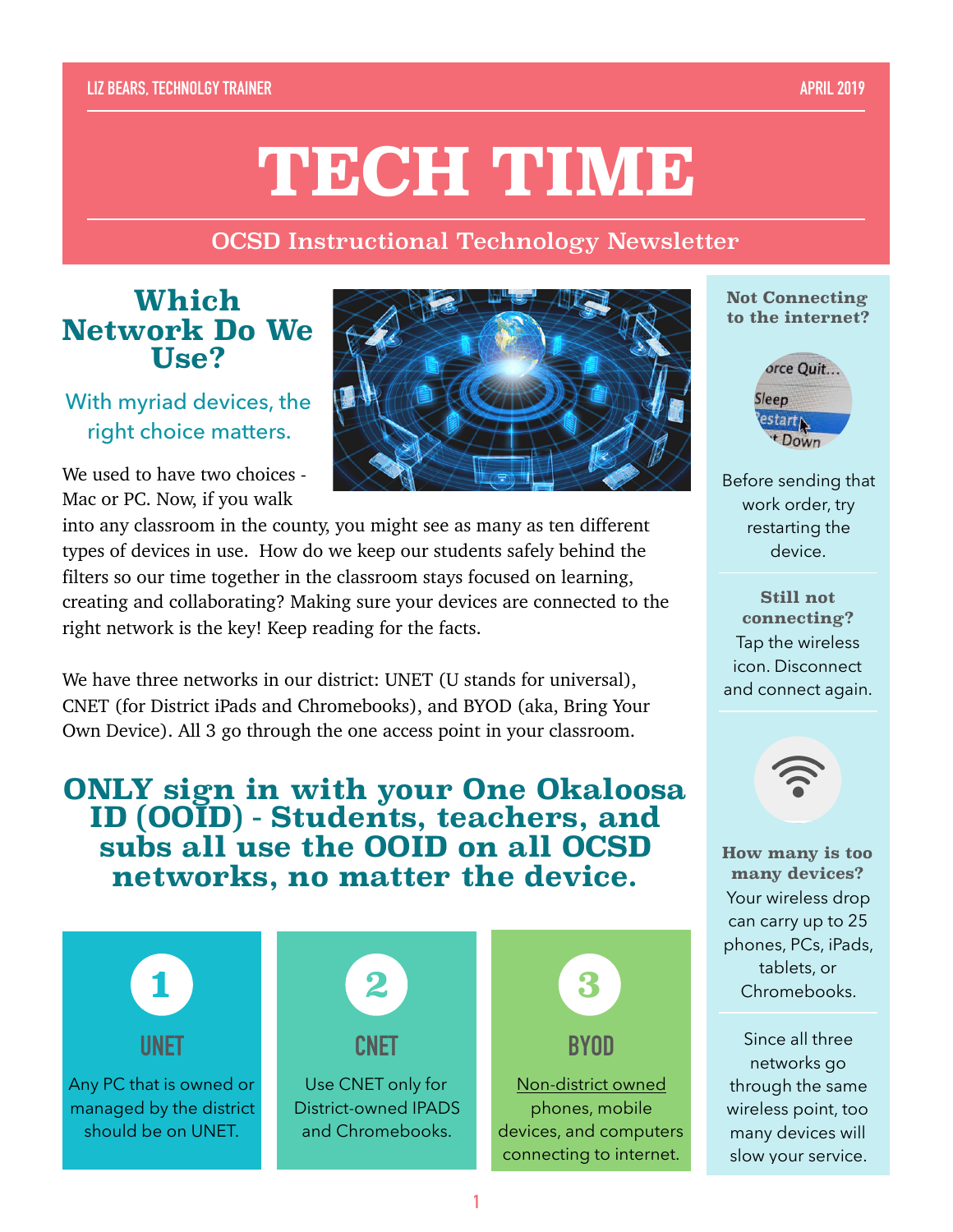LIZ BEARS, TECHNOLGY TRAINER

APRIL 2019

# TECH TIME

OCSD Instructional Technology Newsletter

## Which Network Do We Use?

With myriad devices, the right choice matters.

We used to have two choices - Mac or PC. Now, if you walk into any classroom in the county, you might see as many as ten different types of devices in use. How do we keep our students safely behind the filters so our time together in the classroom stays focused on learning, creating and collaborating? Making sure your devices are connected to the right network is the key! Keep reading for the facts.

We have three networks in our district: UNET (U stands for universal), CNET (for District iPads and Chromebooks), and BYOD (aka, Bring Your Own Device). All 3 go through the one access point in your classroom.

## ONLY sign in with your One Okaloosa ID (OOID) - Students, teachers, and subs all use the OOID on all OCSD networks, no matter the device.

### 1 UNET

Any PC that is owned or managed by the district should be on UNET.

### 2 CNET

Use CNET only for District-owned IPADS and Chromebooks.

### 3 BYOD

Non-district owned phones, mobile devices, and computers connecting to internet.

**Not Connecting to the internet?**

Before sending that work order, try restarting the device.

**Still not connecting?**

Tap the wireless icon. Disconnect and connect again.

**How many is too many devices?**

Your wireless drop can carry up to 25 phones, PCs, iPads, tablets, or Chromebooks.

Since all three networks go through the same wireless point, too many devices will slow your service.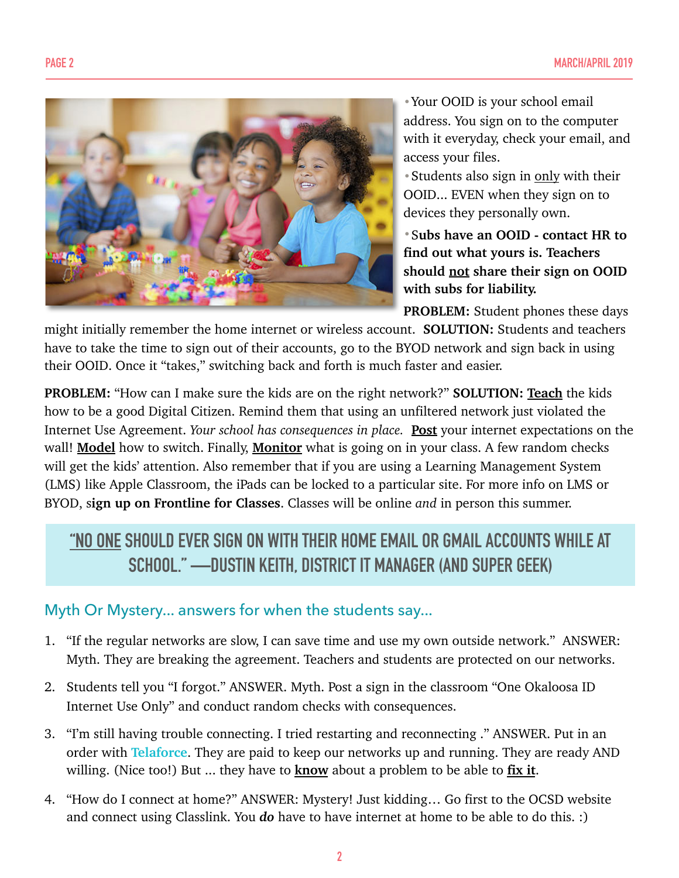• Your OOID is your school email address. You sign on to the computer with it everyday, check your email, and access your files.

• Students also sign in only with their OOID... EVEN when they sign on to devices they personally own.

• **Subs have an OOID - contact HR to find out what yours is. Teachers should not share their sign on OOID with subs for liability.**

**PROBLEM:** Student phones these days might initially remember the home internet or wireless account. **SOLUTION:** Students and teachers have to take the time to sign out of their accounts, go to the BYOD network and sign back in using their OOID. Once it "takes," switching back and forth is much faster and easier.

**PROBLEM:** "How can I make sure the kids are on the right network?" **SOLUTION:** **Teach** the kids how to be a good Digital Citizen. Remind them that using an unfiltered network just violated the Internet Use Agreement. *Your school has consequences in place.* **Post** your internet expectations on the wall! **Model** how to switch. Finally, **Monitor** what is going on in your class. A few random checks will get the kids' attention. Also remember that if you are using a Learning Management System (LMS) like Apple Classroom, the iPads can be locked to a particular site. For more info on LMS or BYOD, **sign up on Frontline for Classes**. Classes will be online *and* in person this summer.

> "NO ONE SHOULD EVER SIGN ON WITH THEIR HOME EMAIL OR GMAIL ACCOUNTS WHILE AT SCHOOL." —DUSTIN KEITH, DISTRICT IT MANAGER (AND SUPER GEEK)

## Myth Or Mystery... answers for when the students say...

1. "If the regular networks are slow, I can save time and use my own outside network." ANSWER: Myth. They are breaking the agreement. Teachers and students are protected on our networks.
2. Students tell you "I forgot." ANSWER. Myth. Post a sign in the classroom "One Okaloosa ID Internet Use Only" and conduct random checks with consequences.
3. "I'm still having trouble connecting. I tried restarting and reconnecting ." ANSWER. Put in an order with **Telaforce**. They are paid to keep our networks up and running. They are ready AND willing. (Nice too!) But ... they have to **know** about a problem to be able to **fix it**.
4. "How do I connect at home?" ANSWER: Mystery! Just kidding… Go first to the OCSD website and connect using Classlink. You ***do*** have to have internet at home to be able to do this. :)